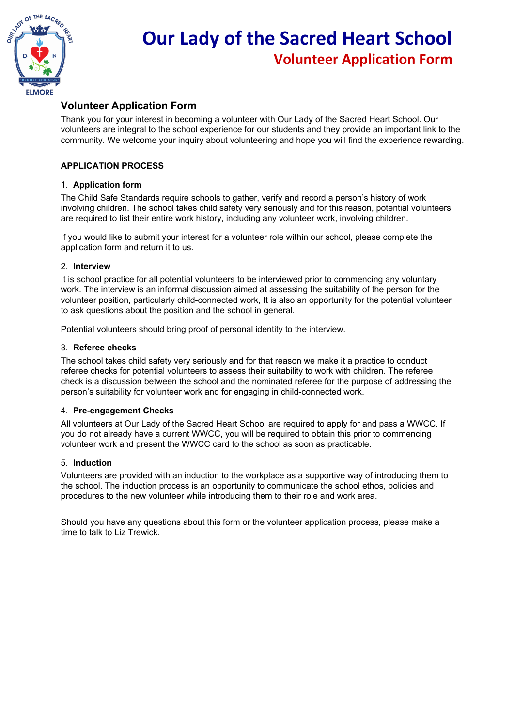# Our Lady of the Sacred Heart School

## Volunteer Application Form

### Volunteer Application Form

Thank you for your interest in becoming a volunteer with Our Lady of the Sacred Heart School. Our volunteers are integral to the school experience for our students and they provide an important link to the community. We welcome your inquiry about volunteering and hope you will find the experience rewarding.

**APPLICATION PROCESS**

1. **Application form**

The Child Safe Standards require schools to gather, verify and record a person's history of work involving children. The school takes child safety very seriously and for this reason, potential volunteers are required to list their entire work history, including any volunteer work, involving children.

If you would like to submit your interest for a volunteer role within our school, please complete the application form and return it to us.

2. **Interview**

It is school practice for all potential volunteers to be interviewed prior to commencing any voluntary work. The interview is an informal discussion aimed at assessing the suitability of the person for the volunteer position, particularly child-connected work, It is also an opportunity for the potential volunteer to ask questions about the position and the school in general.

Potential volunteers should bring proof of personal identity to the interview.

3. **Referee checks**

The school takes child safety very seriously and for that reason we make it a practice to conduct referee checks for potential volunteers to assess their suitability to work with children. The referee check is a discussion between the school and the nominated referee for the purpose of addressing the person's suitability for volunteer work and for engaging in child-connected work.

4. **Pre-engagement Checks**

All volunteers at Our Lady of the Sacred Heart School are required to apply for and pass a WWCC. If you do not already have a current WWCC, you will be required to obtain this prior to commencing volunteer work and present the WWCC card to the school as soon as practicable.

5. **Induction**

Volunteers are provided with an induction to the workplace as a supportive way of introducing them to the school. The induction process is an opportunity to communicate the school ethos, policies and procedures to the new volunteer while introducing them to their role and work area.

Should you have any questions about this form or the volunteer application process, please make a time to talk to Liz Trewick.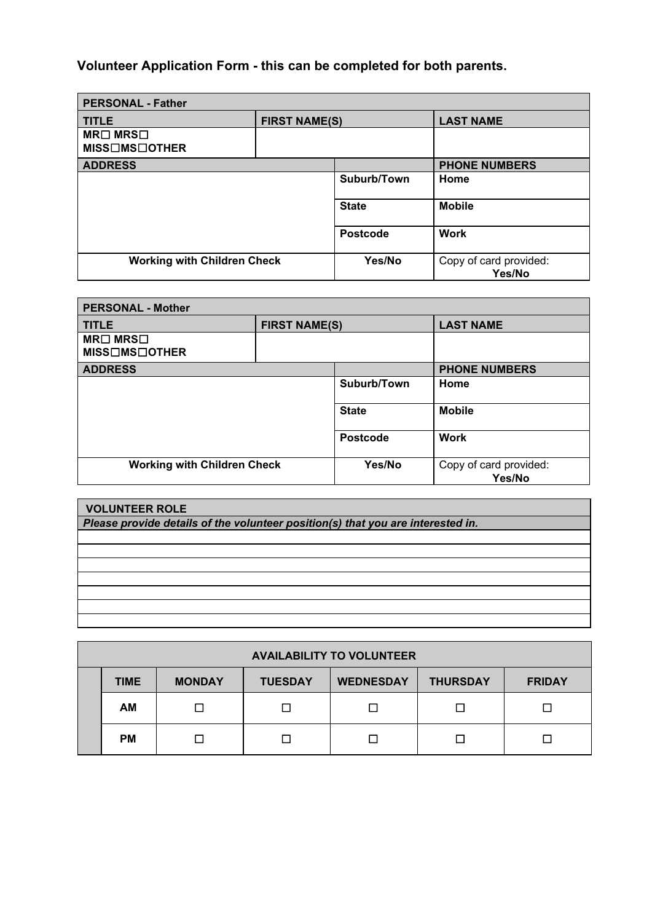**Volunteer Application Form - this can be completed for both parents.**

| PERSONAL - Father | | | |
|---|---|---|---|
| **TITLE** | **FIRST NAME(S)** | | **LAST NAME** |
| **MR☐ MRS☐ MISS☐MS☐OTHER** | | | |
| **ADDRESS** | | | **PHONE NUMBERS** |
| | | **Suburb/Town** | **Home** |
| | | **State** | **Mobile** |
| | | **Postcode** | **Work** |
| **Working with Children Check** | | **Yes/No** | Copy of card provided: **Yes/No** |

| PERSONAL - Mother | | | |
|---|---|---|---|
| **TITLE** | **FIRST NAME(S)** | | **LAST NAME** |
| **MR☐ MRS☐ MISS☐MS☐OTHER** | | | |
| **ADDRESS** | | | **PHONE NUMBERS** |
| | | **Suburb/Town** | **Home** |
| | | **State** | **Mobile** |
| | | **Postcode** | **Work** |
| **Working with Children Check** | | **Yes/No** | Copy of card provided: **Yes/No** |

| VOLUNTEER ROLE |
|---|
| ***Please provide details of the volunteer position(s) that you are interested in.*** |
| |
| |
| |
| |
| |
| |
| |

| AVAILABILITY TO VOLUNTEER | | | | | |
|---|---|---|---|---|---|
| **TIME** | **MONDAY** | **TUESDAY** | **WEDNESDAY** | **THURSDAY** | **FRIDAY** |
| **AM** | ☐ | ☐ | ☐ | ☐ | ☐ |
| **PM** | ☐ | ☐ | ☐ | ☐ | ☐ |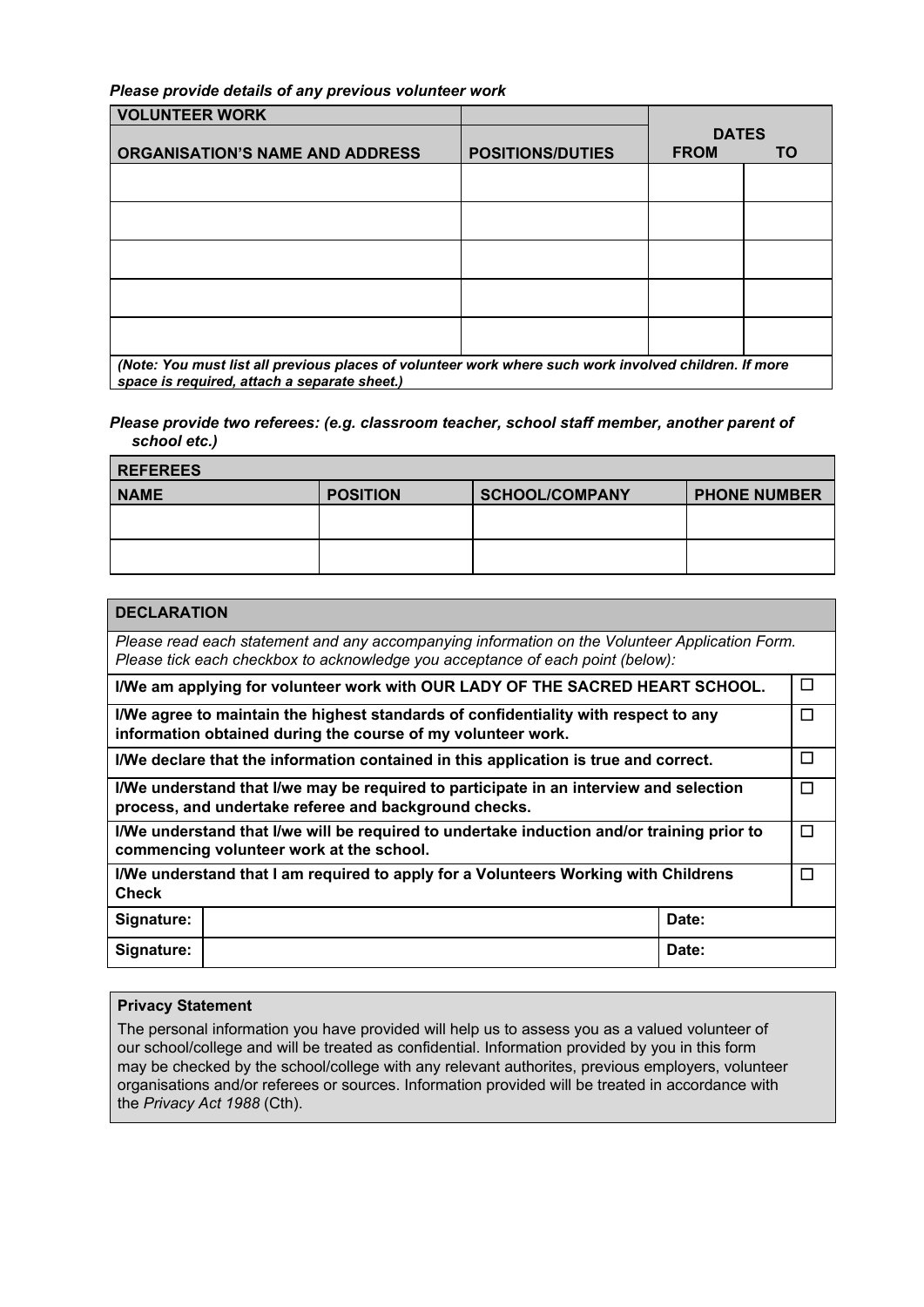*Please provide details of any previous volunteer work*

| VOLUNTEER WORK | | | |
|---|---|---|---|
| **ORGANISATION'S NAME AND ADDRESS** | **POSITIONS/DUTIES** | **DATES** FROM | TO |
| | | | |
| | | | |
| | | | |
| | | | |
| | | | |

*(Note: You must list all previous places of volunteer work where such work involved children. If more space is required, attach a separate sheet.)*

*Please provide two referees: (e.g. classroom teacher, school staff member, another parent of school etc.)*

| REFEREES | | | |
|---|---|---|---|
| **NAME** | **POSITION** | **SCHOOL/COMPANY** | **PHONE NUMBER** |
| | | | |
| | | | |

| DECLARATION | |
|---|---|
| *Please read each statement and any accompanying information on the Volunteer Application Form. Please tick each checkbox to acknowledge you acceptance of each point (below):* | |
| **I/We am applying for volunteer work with OUR LADY OF THE SACRED HEART SCHOOL.** | ☐ |
| **I/We agree to maintain the highest standards of confidentiality with respect to any information obtained during the course of my volunteer work.** | ☐ |
| **I/We declare that the information contained in this application is true and correct.** | ☐ |
| **I/We understand that I/we may be required to participate in an interview and selection process, and undertake referee and background checks.** | ☐ |
| **I/We understand that I/we will be required to undertake induction and/or training prior to commencing volunteer work at the school.** | ☐ |
| **I/We understand that I am required to apply for a Volunteers Working with Childrens Check** | ☐ |

| | | | |
|---|---|---|---|
| **Signature:** | | **Date:** | |
| **Signature:** | | **Date:** | |

**Privacy Statement**

The personal information you have provided will help us to assess you as a valued volunteer of our school/college and will be treated as confidential. Information provided by you in this form may be checked by the school/college with any relevant authorites, previous employers, volunteer organisations and/or referees or sources. Information provided will be treated in accordance with the *Privacy Act 1988* (Cth).